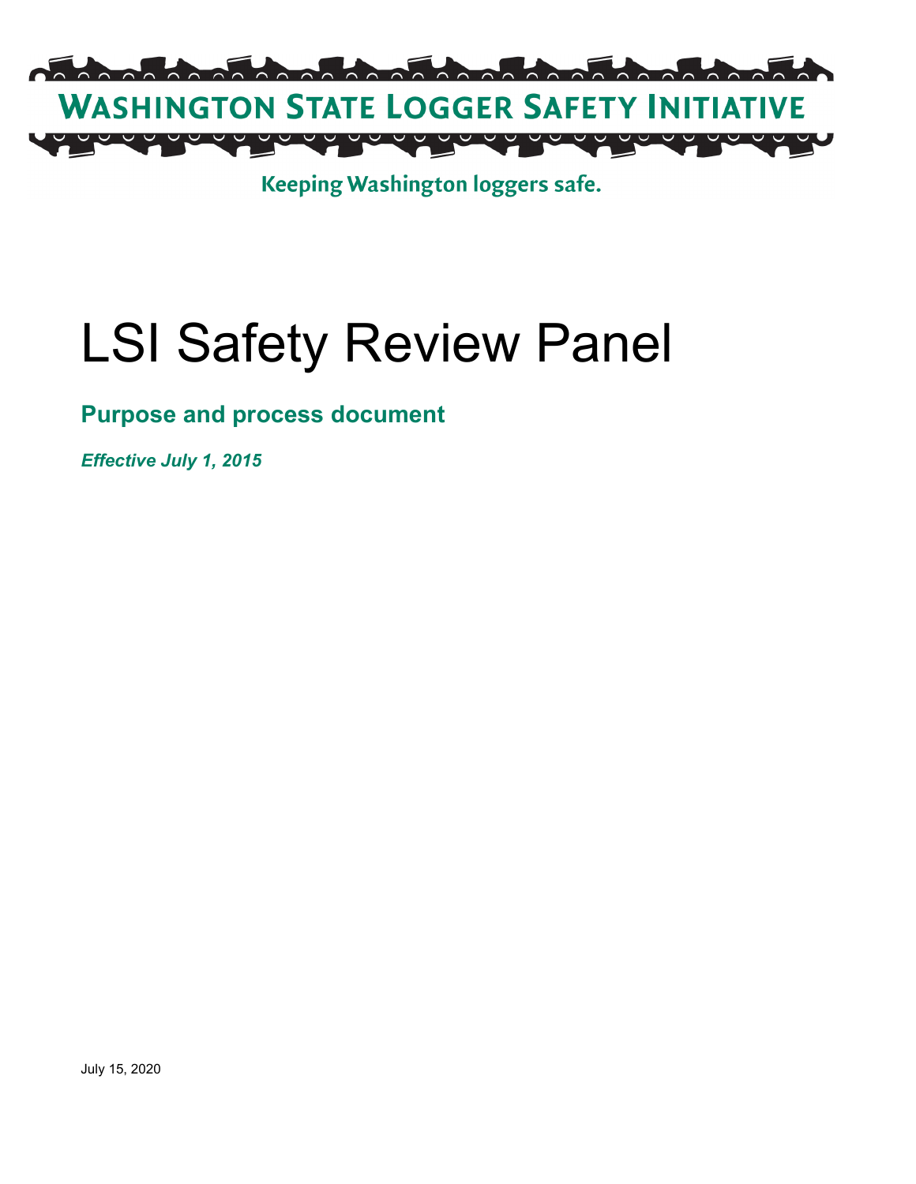WASHINGTON STATE LOGGER SAFETY INITIATIVE

Keeping Washington loggers safe.

# LSI Safety Review Panel

## Purpose and process document

***Effective July 1, 2015***

July 15, 2020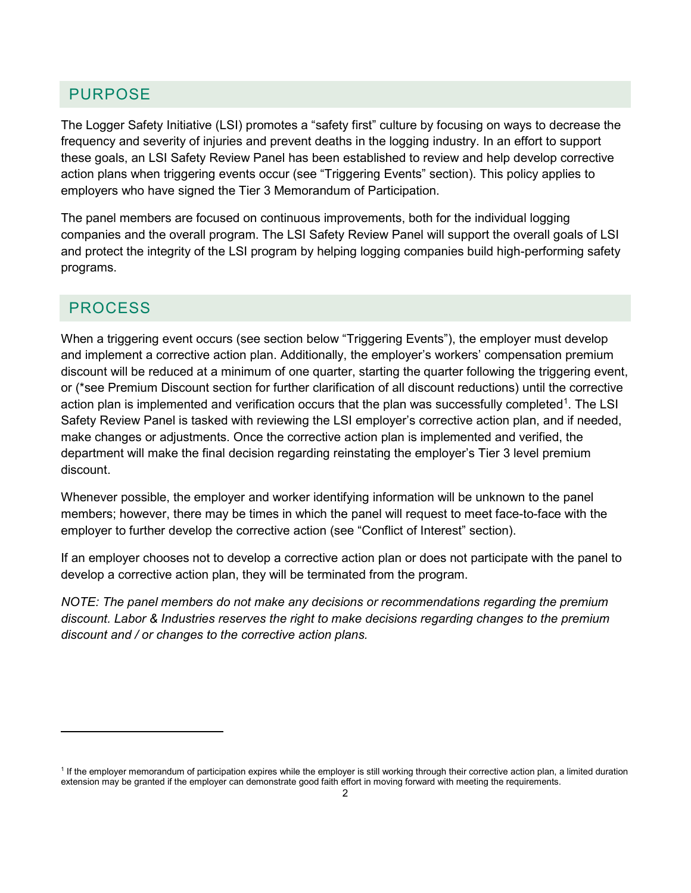## PURPOSE

The Logger Safety Initiative (LSI) promotes a “safety first” culture by focusing on ways to decrease the frequency and severity of injuries and prevent deaths in the logging industry. In an effort to support these goals, an LSI Safety Review Panel has been established to review and help develop corrective action plans when triggering events occur (see “Triggering Events” section). This policy applies to employers who have signed the Tier 3 Memorandum of Participation.

The panel members are focused on continuous improvements, both for the individual logging companies and the overall program. The LSI Safety Review Panel will support the overall goals of LSI and protect the integrity of the LSI program by helping logging companies build high-performing safety programs.

## PROCESS

When a triggering event occurs (see section below “Triggering Events”), the employer must develop and implement a corrective action plan. Additionally, the employer’s workers’ compensation premium discount will be reduced at a minimum of one quarter, starting the quarter following the triggering event, or (*see Premium Discount section for further clarification of all discount reductions) until the corrective action plan is implemented and verification occurs that the plan was successfully completed[1]. The LSI Safety Review Panel is tasked with reviewing the LSI employer’s corrective action plan, and if needed, make changes or adjustments. Once the corrective action plan is implemented and verified, the department will make the final decision regarding reinstating the employer’s Tier 3 level premium discount.

Whenever possible, the employer and worker identifying information will be unknown to the panel members; however, there may be times in which the panel will request to meet face-to-face with the employer to further develop the corrective action (see “Conflict of Interest” section).

If an employer chooses not to develop a corrective action plan or does not participate with the panel to develop a corrective action plan, they will be terminated from the program.

*NOTE: The panel members do not make any decisions or recommendations regarding the premium discount. Labor & Industries reserves the right to make decisions regarding changes to the premium discount and / or changes to the corrective action plans.*

---

[1] If the employer memorandum of participation expires while the employer is still working through their corrective action plan, a limited duration extension may be granted if the employer can demonstrate good faith effort in moving forward with meeting the requirements.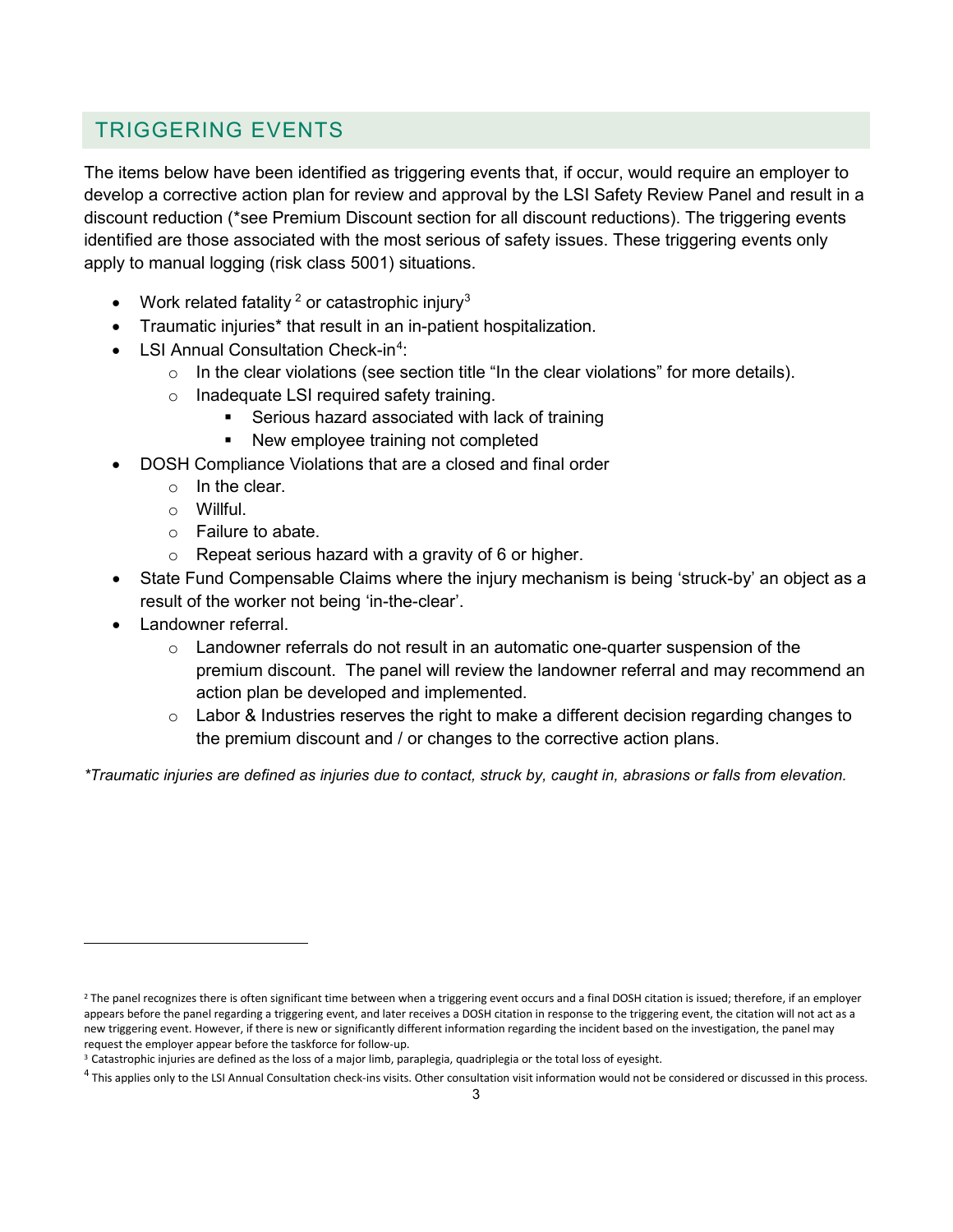## TRIGGERING EVENTS

The items below have been identified as triggering events that, if occur, would require an employer to develop a corrective action plan for review and approval by the LSI Safety Review Panel and result in a discount reduction (*see Premium Discount section for all discount reductions). The triggering events identified are those associated with the most serious of safety issues. These triggering events only apply to manual logging (risk class 5001) situations.

- Work related fatality [2] or catastrophic injury[3]
- Traumatic injuries* that result in an in-patient hospitalization.
- LSI Annual Consultation Check-in[4]:
  - In the clear violations (see section title "In the clear violations" for more details).
  - Inadequate LSI required safety training.
    - Serious hazard associated with lack of training
    - New employee training not completed
- DOSH Compliance Violations that are a closed and final order
  - In the clear.
  - Willful.
  - Failure to abate.
  - Repeat serious hazard with a gravity of 6 or higher.
- State Fund Compensable Claims where the injury mechanism is being 'struck-by' an object as a result of the worker not being 'in-the-clear'.
- Landowner referral.
  - Landowner referrals do not result in an automatic one-quarter suspension of the premium discount. The panel will review the landowner referral and may recommend an action plan be developed and implemented.
  - Labor & Industries reserves the right to make a different decision regarding changes to the premium discount and / or changes to the corrective action plans.

*Traumatic injuries are defined as injuries due to contact, struck by, caught in, abrasions or falls from elevation.*

---

[2] The panel recognizes there is often significant time between when a triggering event occurs and a final DOSH citation is issued; therefore, if an employer appears before the panel regarding a triggering event, and later receives a DOSH citation in response to the triggering event, the citation will not act as a new triggering event. However, if there is new or significantly different information regarding the incident based on the investigation, the panel may request the employer appear before the taskforce for follow-up.

[3] Catastrophic injuries are defined as the loss of a major limb, paraplegia, quadriplegia or the total loss of eyesight.

[4] This applies only to the LSI Annual Consultation check-ins visits. Other consultation visit information would not be considered or discussed in this process.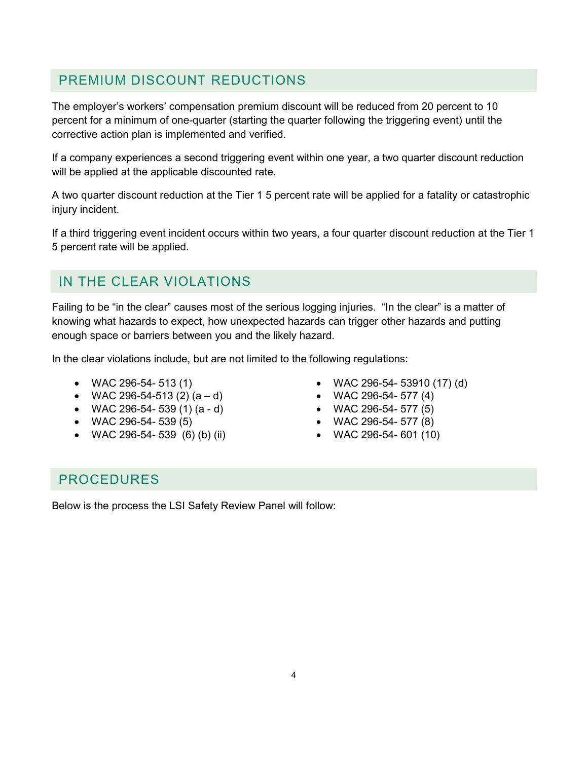## PREMIUM DISCOUNT REDUCTIONS

The employer's workers' compensation premium discount will be reduced from 20 percent to 10 percent for a minimum of one-quarter (starting the quarter following the triggering event) until the corrective action plan is implemented and verified.

If a company experiences a second triggering event within one year, a two quarter discount reduction will be applied at the applicable discounted rate.

A two quarter discount reduction at the Tier 1 5 percent rate will be applied for a fatality or catastrophic injury incident.

If a third triggering event incident occurs within two years, a four quarter discount reduction at the Tier 1 5 percent rate will be applied.

## IN THE CLEAR VIOLATIONS

Failing to be "in the clear" causes most of the serious logging injuries. "In the clear" is a matter of knowing what hazards to expect, how unexpected hazards can trigger other hazards and putting enough space or barriers between you and the likely hazard.

In the clear violations include, but are not limited to the following regulations:

- WAC 296-54- 513 (1)
- WAC 296-54-513 (2) (a – d)
- WAC 296-54- 539 (1) (a - d)
- WAC 296-54- 539 (5)
- WAC 296-54- 539 (6) (b) (ii)
- WAC 296-54- 53910 (17) (d)
- WAC 296-54- 577 (4)
- WAC 296-54- 577 (5)
- WAC 296-54- 577 (8)
- WAC 296-54- 601 (10)

## PROCEDURES

Below is the process the LSI Safety Review Panel will follow: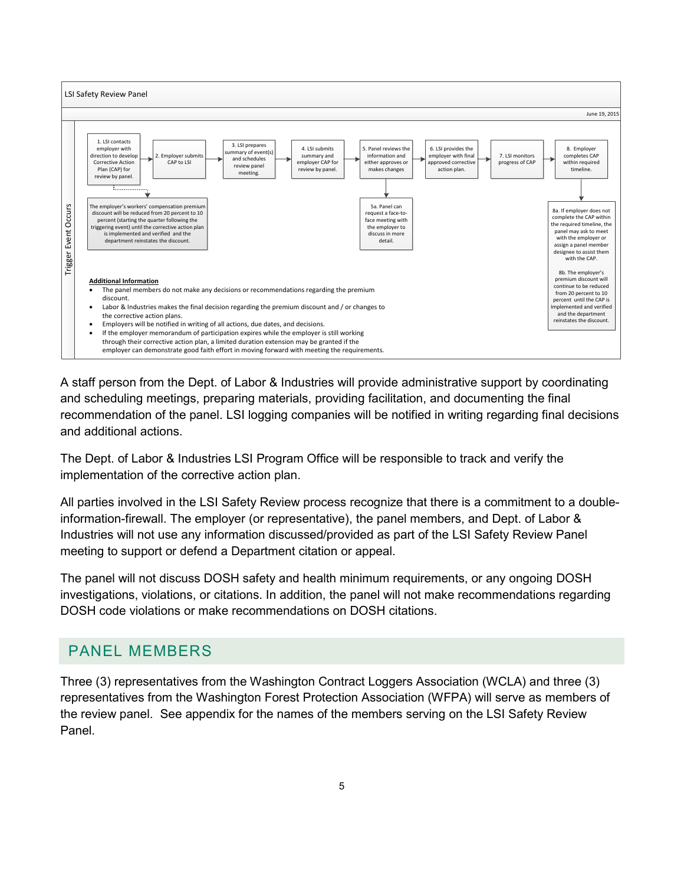**LSI Safety Review Panel**

June 19, 2015

**Trigger Event Occurs**

1. LSI contacts employer with direction to develop Corrective Action Plan (CAP) for review by panel.
2. Employer submits CAP to LSI
3. LSI prepares summary of event(s) and schedules review panel meeting.
4. LSI submits summary and employer CAP for review by panel.
5. Panel reviews the information and either approves or makes changes
6. LSI provides the employer with final approved corrective action plan.
7. LSI monitors progress of CAP
8. Employer completes CAP within required timeline.

The employer's workers' compensation premium discount will be reduced from 20 percent to 10 percent (starting the quarter following the triggering event) until the corrective action plan is implemented and verified and the department reinstates the discount.

5a. Panel can request a face-to-face meeting with the employer to discuss in more detail.

8a. If employer does not complete the CAP within the required timeline, the panel may ask to meet with the employer or assign a panel member designee to assist them with the CAP.

8b. The employer's premium discount will continue to be reduced from 20 percent to 10 percent until the CAP is Implemented and verified and the department reinstates the discount.

**Additional Information**

- The panel members do not make any decisions or recommendations regarding the premium discount.
- Labor & Industries makes the final decision regarding the premium discount and / or changes to the corrective action plans.
- Employers will be notified in writing of all actions, due dates, and decisions.
- If the employer memorandum of participation expires while the employer is still working through their corrective action plan, a limited duration extension may be granted if the employer can demonstrate good faith effort in moving forward with meeting the requirements.

A staff person from the Dept. of Labor & Industries will provide administrative support by coordinating and scheduling meetings, preparing materials, providing facilitation, and documenting the final recommendation of the panel. LSI logging companies will be notified in writing regarding final decisions and additional actions.

The Dept. of Labor & Industries LSI Program Office will be responsible to track and verify the implementation of the corrective action plan.

All parties involved in the LSI Safety Review process recognize that there is a commitment to a double-information-firewall. The employer (or representative), the panel members, and Dept. of Labor & Industries will not use any information discussed/provided as part of the LSI Safety Review Panel meeting to support or defend a Department citation or appeal.

The panel will not discuss DOSH safety and health minimum requirements, or any ongoing DOSH investigations, violations, or citations. In addition, the panel will not make recommendations regarding DOSH code violations or make recommendations on DOSH citations.

## PANEL MEMBERS

Three (3) representatives from the Washington Contract Loggers Association (WCLA) and three (3) representatives from the Washington Forest Protection Association (WFPA) will serve as members of the review panel. See appendix for the names of the members serving on the LSI Safety Review Panel.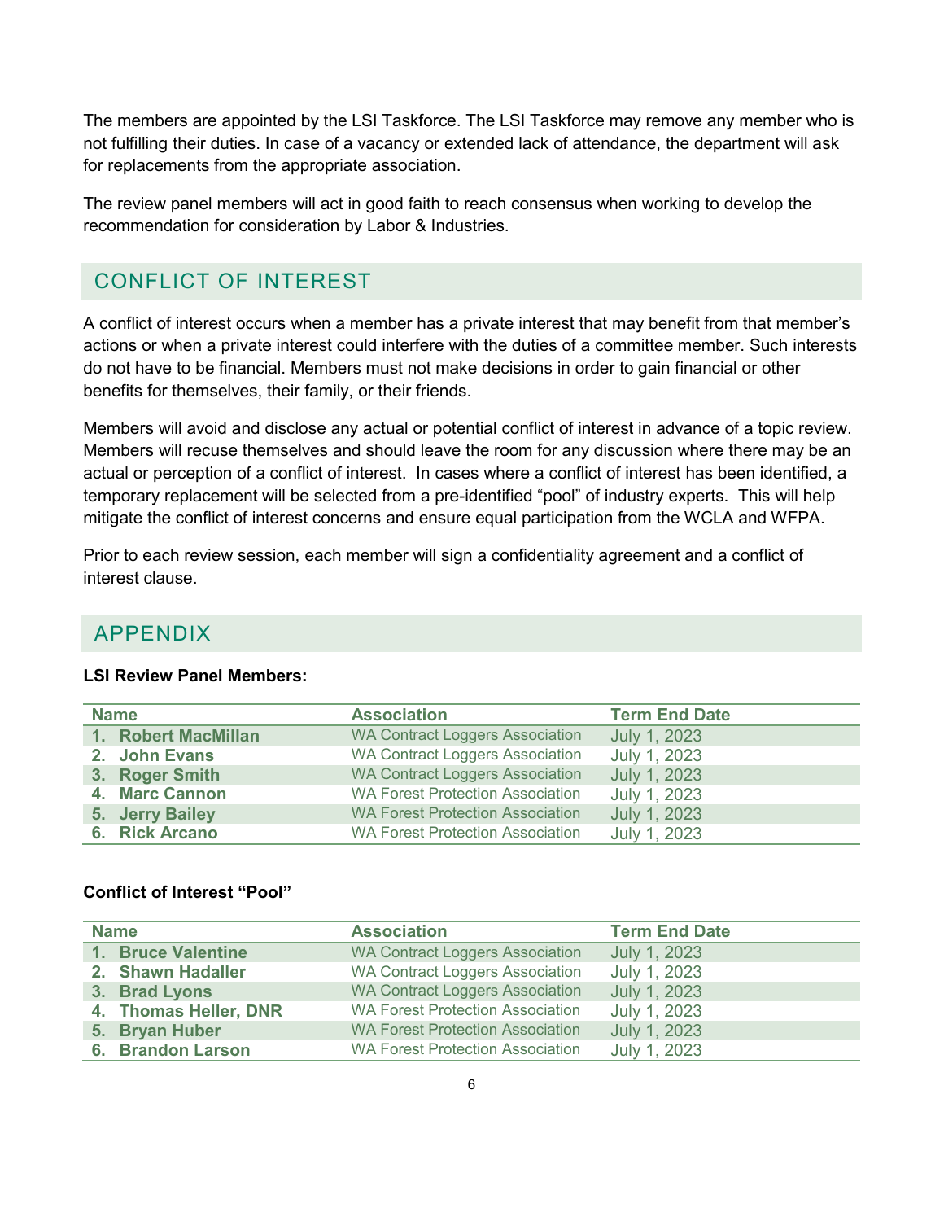The members are appointed by the LSI Taskforce. The LSI Taskforce may remove any member who is not fulfilling their duties. In case of a vacancy or extended lack of attendance, the department will ask for replacements from the appropriate association.

The review panel members will act in good faith to reach consensus when working to develop the recommendation for consideration by Labor & Industries.

## CONFLICT OF INTEREST

A conflict of interest occurs when a member has a private interest that may benefit from that member's actions or when a private interest could interfere with the duties of a committee member. Such interests do not have to be financial. Members must not make decisions in order to gain financial or other benefits for themselves, their family, or their friends.

Members will avoid and disclose any actual or potential conflict of interest in advance of a topic review. Members will recuse themselves and should leave the room for any discussion where there may be an actual or perception of a conflict of interest. In cases where a conflict of interest has been identified, a temporary replacement will be selected from a pre-identified "pool" of industry experts. This will help mitigate the conflict of interest concerns and ensure equal participation from the WCLA and WFPA.

Prior to each review session, each member will sign a confidentiality agreement and a conflict of interest clause.

## APPENDIX

**LSI Review Panel Members:**

| Name | Association | Term End Date |
|---|---|---|
| 1. Robert MacMillan | WA Contract Loggers Association | July 1, 2023 |
| 2. John Evans | WA Contract Loggers Association | July 1, 2023 |
| 3. Roger Smith | WA Contract Loggers Association | July 1, 2023 |
| 4. Marc Cannon | WA Forest Protection Association | July 1, 2023 |
| 5. Jerry Bailey | WA Forest Protection Association | July 1, 2023 |
| 6. Rick Arcano | WA Forest Protection Association | July 1, 2023 |

**Conflict of Interest "Pool"**

| Name | Association | Term End Date |
|---|---|---|
| 1. Bruce Valentine | WA Contract Loggers Association | July 1, 2023 |
| 2. Shawn Hadaller | WA Contract Loggers Association | July 1, 2023 |
| 3. Brad Lyons | WA Contract Loggers Association | July 1, 2023 |
| 4. Thomas Heller, DNR | WA Forest Protection Association | July 1, 2023 |
| 5. Bryan Huber | WA Forest Protection Association | July 1, 2023 |
| 6. Brandon Larson | WA Forest Protection Association | July 1, 2023 |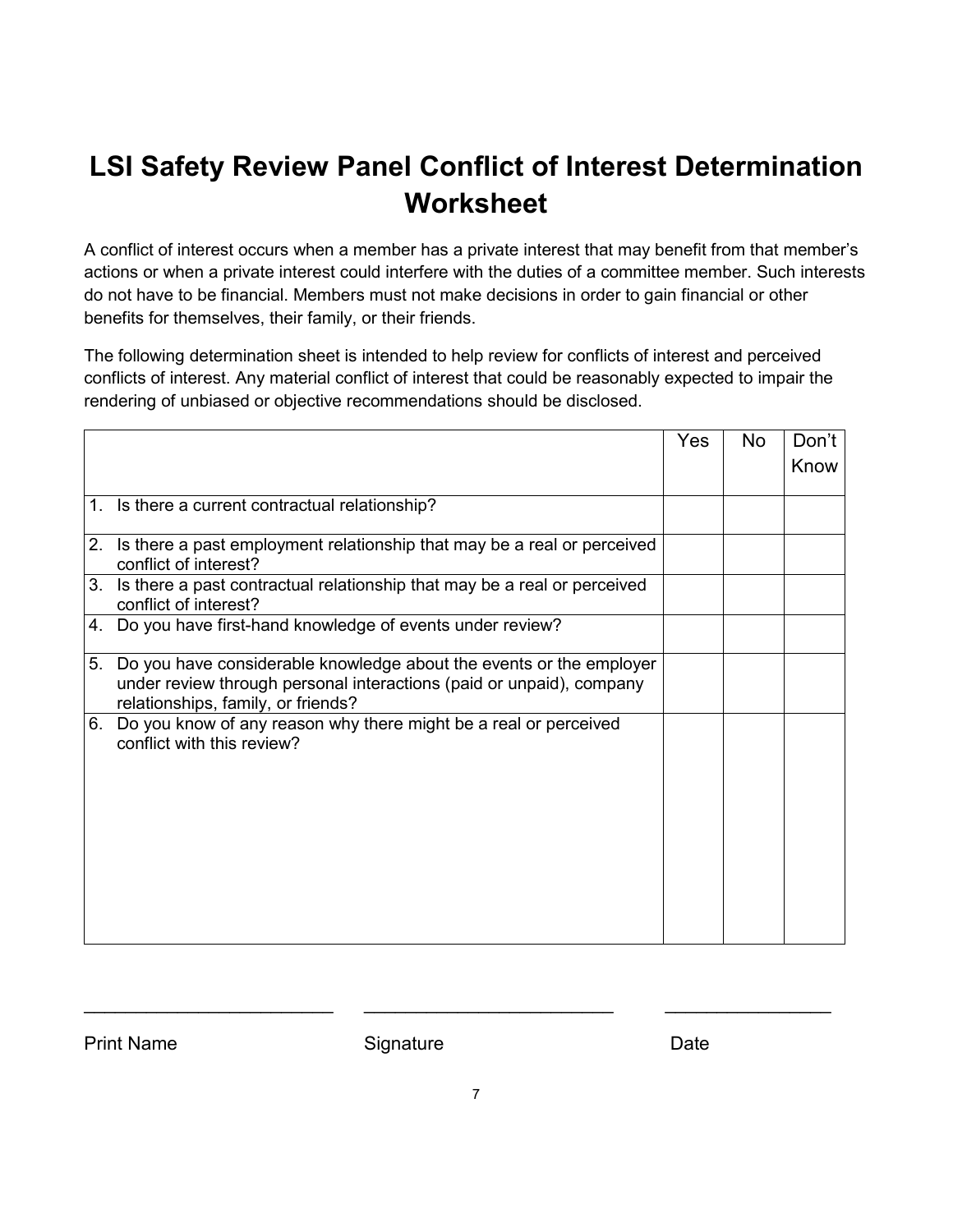# LSI Safety Review Panel Conflict of Interest Determination Worksheet

A conflict of interest occurs when a member has a private interest that may benefit from that member's actions or when a private interest could interfere with the duties of a committee member. Such interests do not have to be financial. Members must not make decisions in order to gain financial or other benefits for themselves, their family, or their friends.

The following determination sheet is intended to help review for conflicts of interest and perceived conflicts of interest. Any material conflict of interest that could be reasonably expected to impair the rendering of unbiased or objective recommendations should be disclosed.

| | Yes | No | Don't Know |
|---|---|---|---|
| 1. Is there a current contractual relationship? | | | |
| 2. Is there a past employment relationship that may be a real or perceived conflict of interest? | | | |
| 3. Is there a past contractual relationship that may be a real or perceived conflict of interest? | | | |
| 4. Do you have first-hand knowledge of events under review? | | | |
| 5. Do you have considerable knowledge about the events or the employer under review through personal interactions (paid or unpaid), company relationships, family, or friends? | | | |
| 6. Do you know of any reason why there might be a real or perceived conflict with this review? | | | |

_________________________ _________________________ ________________

Print Name Signature Date